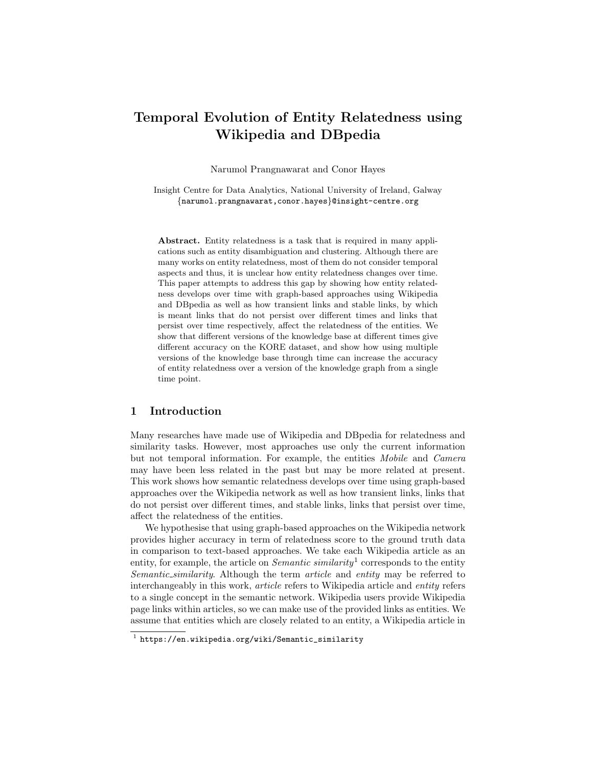# Temporal Evolution of Entity Relatedness using Wikipedia and DBpedia

Narumol Prangnawarat and Conor Hayes

Insight Centre for Data Analytics, National University of Ireland, Galway
{narumol.prangnawarat,conor.hayes}@insight-centre.org

**Abstract.** Entity relatedness is a task that is required in many applications such as entity disambiguation and clustering. Although there are many works on entity relatedness, most of them do not consider temporal aspects and thus, it is unclear how entity relatedness changes over time. This paper attempts to address this gap by showing how entity relatedness develops over time with graph-based approaches using Wikipedia and DBpedia as well as how transient links and stable links, by which is meant links that do not persist over different times and links that persist over time respectively, affect the relatedness of the entities. We show that different versions of the knowledge base at different times give different accuracy on the KORE dataset, and show how using multiple versions of the knowledge base through time can increase the accuracy of entity relatedness over a version of the knowledge graph from a single time point.

## 1 Introduction

Many researches have made use of Wikipedia and DBpedia for relatedness and similarity tasks. However, most approaches use only the current information but not temporal information. For example, the entities *Mobile* and *Camera* may have been less related in the past but may be more related at present. This work shows how semantic relatedness develops over time using graph-based approaches over the Wikipedia network as well as how transient links, links that do not persist over different times, and stable links, links that persist over time, affect the relatedness of the entities.

We hypothesise that using graph-based approaches on the Wikipedia network provides higher accuracy in term of relatedness score to the ground truth data in comparison to text-based approaches. We take each Wikipedia article as an entity, for example, the article on *Semantic similarity*[1] corresponds to the entity *Semantic_similarity*. Although the term *article* and *entity* may be referred to interchangeably in this work, *article* refers to Wikipedia article and *entity* refers to a single concept in the semantic network. Wikipedia users provide Wikipedia page links within articles, so we can make use of the provided links as entities. We assume that entities which are closely related to an entity, a Wikipedia article in

[1] https://en.wikipedia.org/wiki/Semantic_similarity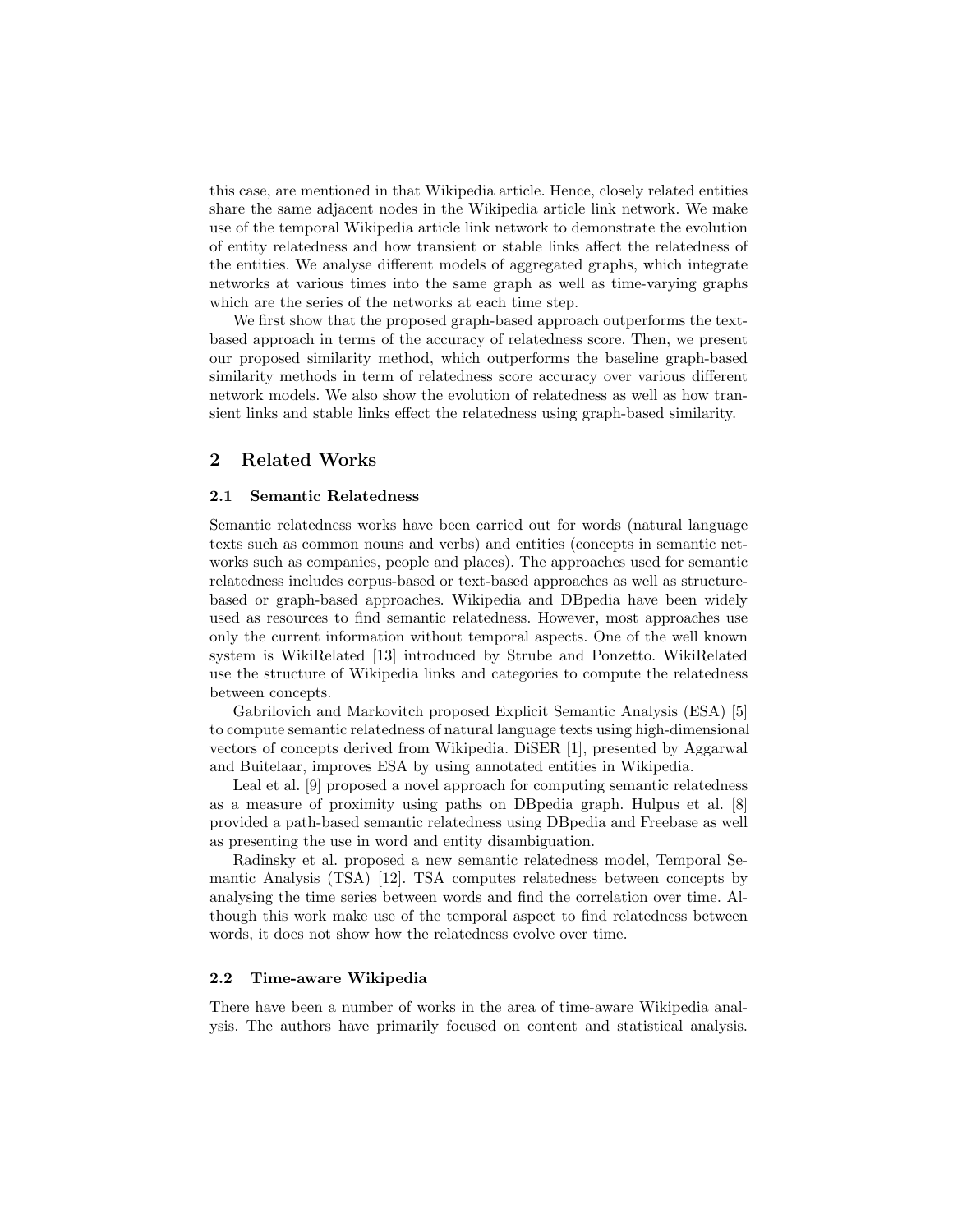this case, are mentioned in that Wikipedia article. Hence, closely related entities share the same adjacent nodes in the Wikipedia article link network. We make use of the temporal Wikipedia article link network to demonstrate the evolution of entity relatedness and how transient or stable links affect the relatedness of the entities. We analyse different models of aggregated graphs, which integrate networks at various times into the same graph as well as time-varying graphs which are the series of the networks at each time step.

We first show that the proposed graph-based approach outperforms the text-based approach in terms of the accuracy of relatedness score. Then, we present our proposed similarity method, which outperforms the baseline graph-based similarity methods in term of relatedness score accuracy over various different network models. We also show the evolution of relatedness as well as how transient links and stable links effect the relatedness using graph-based similarity.

## 2 Related Works

### 2.1 Semantic Relatedness

Semantic relatedness works have been carried out for words (natural language texts such as common nouns and verbs) and entities (concepts in semantic networks such as companies, people and places). The approaches used for semantic relatedness includes corpus-based or text-based approaches as well as structure-based or graph-based approaches. Wikipedia and DBpedia have been widely used as resources to find semantic relatedness. However, most approaches use only the current information without temporal aspects. One of the well known system is WikiRelated [13] introduced by Strube and Ponzetto. WikiRelated use the structure of Wikipedia links and categories to compute the relatedness between concepts.

Gabrilovich and Markovitch proposed Explicit Semantic Analysis (ESA) [5] to compute semantic relatedness of natural language texts using high-dimensional vectors of concepts derived from Wikipedia. DiSER [1], presented by Aggarwal and Buitelaar, improves ESA by using annotated entities in Wikipedia.

Leal et al. [9] proposed a novel approach for computing semantic relatedness as a measure of proximity using paths on DBpedia graph. Hulpus et al. [8] provided a path-based semantic relatedness using DBpedia and Freebase as well as presenting the use in word and entity disambiguation.

Radinsky et al. proposed a new semantic relatedness model, Temporal Semantic Analysis (TSA) [12]. TSA computes relatedness between concepts by analysing the time series between words and find the correlation over time. Although this work make use of the temporal aspect to find relatedness between words, it does not show how the relatedness evolve over time.

### 2.2 Time-aware Wikipedia

There have been a number of works in the area of time-aware Wikipedia analysis. The authors have primarily focused on content and statistical analysis.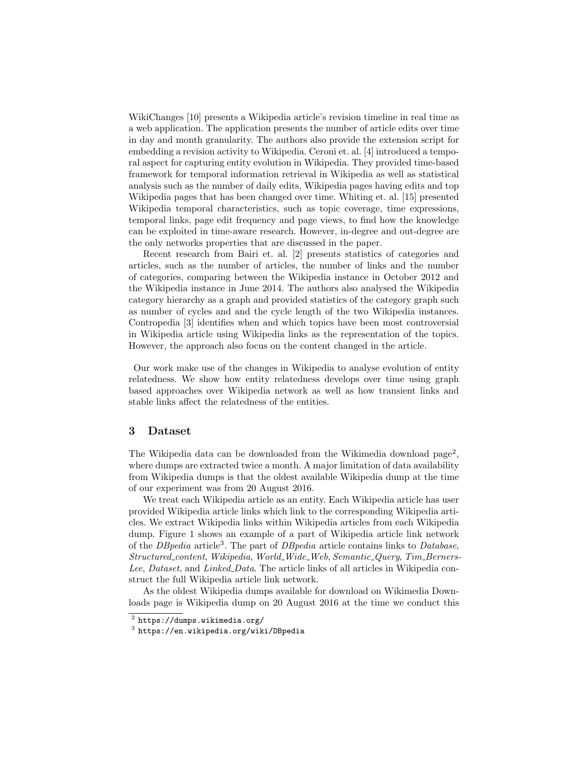WikiChanges [10] presents a Wikipedia article's revision timeline in real time as a web application. The application presents the number of article edits over time in day and month granularity. The authors also provide the extension script for embedding a revision activity to Wikipedia. Ceroni et. al. [4] introduced a temporal aspect for capturing entity evolution in Wikipedia. They provided time-based framework for temporal information retrieval in Wikipedia as well as statistical analysis such as the number of daily edits, Wikipedia pages having edits and top Wikipedia pages that has been changed over time. Whiting et. al. [15] presented Wikipedia temporal characteristics, such as topic coverage, time expressions, temporal links, page edit frequency and page views, to find how the knowledge can be exploited in time-aware research. However, in-degree and out-degree are the only networks properties that are discussed in the paper.

Recent research from Bairi et. al. [2] presents statistics of categories and articles, such as the number of articles, the number of links and the number of categories, comparing between the Wikipedia instance in October 2012 and the Wikipedia instance in June 2014. The authors also analysed the Wikipedia category hierarchy as a graph and provided statistics of the category graph such as number of cycles and and the cycle length of the two Wikipedia instances. Contropedia [3] identifies when and which topics have been most controversial in Wikipedia article using Wikipedia links as the representation of the topics. However, the approach also focus on the content changed in the article.

Our work make use of the changes in Wikipedia to analyse evolution of entity relatedness. We show how entity relatedness develops over time using graph based approaches over Wikipedia network as well as how transient links and stable links affect the relatedness of the entities.

## 3 Dataset

The Wikipedia data can be downloaded from the Wikimedia download page[2], where dumps are extracted twice a month. A major limitation of data availability from Wikipedia dumps is that the oldest available Wikipedia dump at the time of our experiment was from 20 August 2016.

We treat each Wikipedia article as an entity. Each Wikipedia article has user provided Wikipedia article links which link to the corresponding Wikipedia articles. We extract Wikipedia links within Wikipedia articles from each Wikipedia dump. Figure 1 shows an example of a part of Wikipedia article link network of the *DBpedia* article[3]. The part of *DBpedia* article contains links to *Database*, *Structured_content*, *Wikipedia*, *World_Wide_Web*, *Semantic_Query*, *Tim_Berners-Lee*, *Dataset*, and *Linked_Data*. The article links of all articles in Wikipedia construct the full Wikipedia article link network.

As the oldest Wikipedia dumps available for download on Wikimedia Downloads page is Wikipedia dump on 20 August 2016 at the time we conduct this

[2] https://dumps.wikimedia.org/

[3] https://en.wikipedia.org/wiki/DBpedia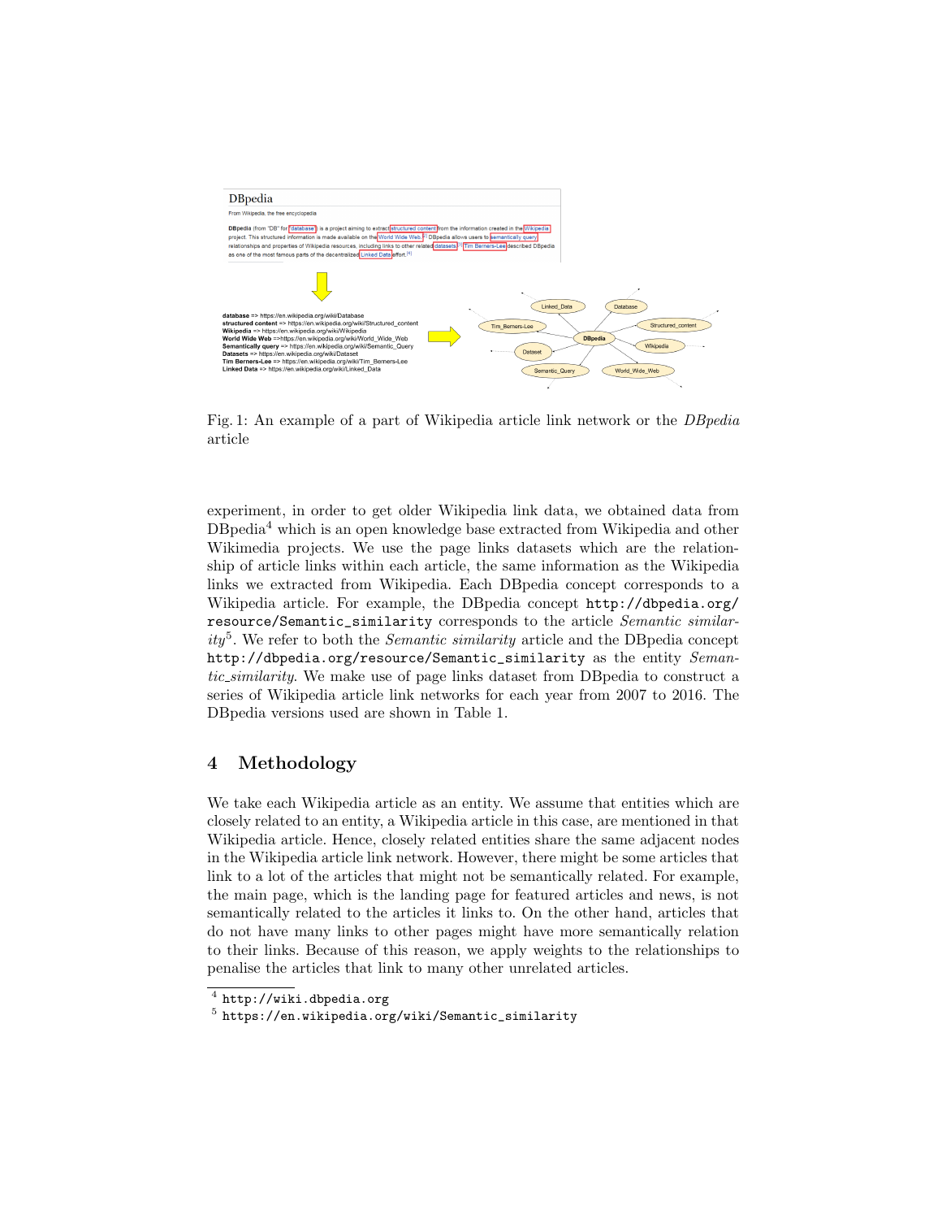Fig. 1: An example of a part of Wikipedia article link network or the *DBpedia* article

experiment, in order to get older Wikipedia link data, we obtained data from DBpedia[4] which is an open knowledge base extracted from Wikipedia and other Wikimedia projects. We use the page links datasets which are the relationship of article links within each article, the same information as the Wikipedia links we extracted from Wikipedia. Each DBpedia concept corresponds to a Wikipedia article. For example, the DBpedia concept `http://dbpedia.org/resource/Semantic_similarity` corresponds to the article *Semantic similarity*[5]. We refer to both the *Semantic similarity* article and the DBpedia concept `http://dbpedia.org/resource/Semantic_similarity` as the entity *Semantic_similarity*. We make use of page links dataset from DBpedia to construct a series of Wikipedia article link networks for each year from 2007 to 2016. The DBpedia versions used are shown in Table 1.

## 4 Methodology

We take each Wikipedia article as an entity. We assume that entities which are closely related to an entity, a Wikipedia article in this case, are mentioned in that Wikipedia article. Hence, closely related entities share the same adjacent nodes in the Wikipedia article link network. However, there might be some articles that link to a lot of the articles that might not be semantically related. For example, the main page, which is the landing page for featured articles and news, is not semantically related to the articles it links to. On the other hand, articles that do not have many links to other pages might have more semantically relation to their links. Because of this reason, we apply weights to the relationships to penalise the articles that link to many other unrelated articles.

[4] `http://wiki.dbpedia.org`

[5] `https://en.wikipedia.org/wiki/Semantic_similarity`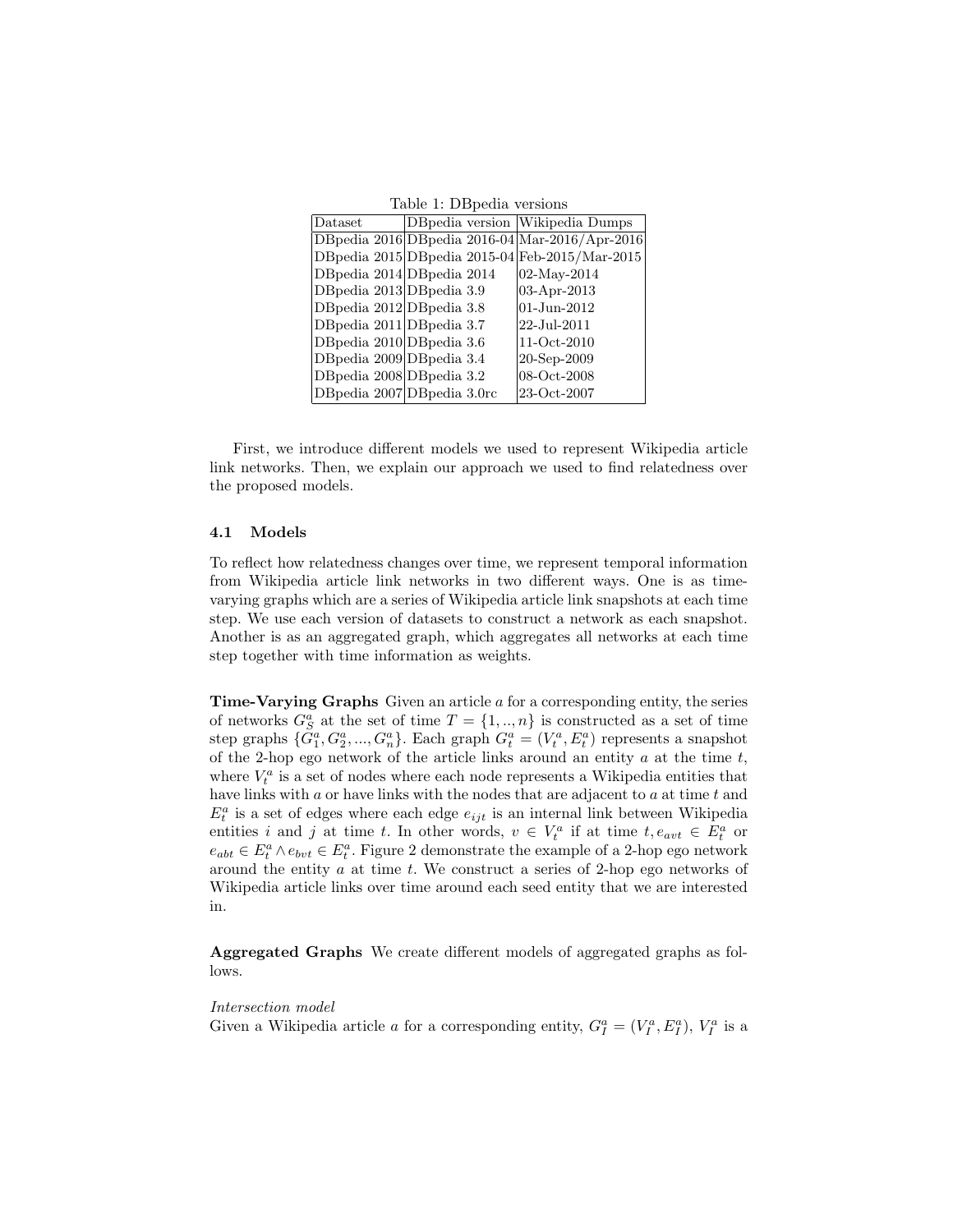Table 1: DBpedia versions

| Dataset | DBpedia version | Wikipedia Dumps |
| --- | --- | --- |
| DBpedia 2016 | DBpedia 2016-04 | Mar-2016/Apr-2016 |
| DBpedia 2015 | DBpedia 2015-04 | Feb-2015/Mar-2015 |
| DBpedia 2014 | DBpedia 2014 | 02-May-2014 |
| DBpedia 2013 | DBpedia 3.9 | 03-Apr-2013 |
| DBpedia 2012 | DBpedia 3.8 | 01-Jun-2012 |
| DBpedia 2011 | DBpedia 3.7 | 22-Jul-2011 |
| DBpedia 2010 | DBpedia 3.6 | 11-Oct-2010 |
| DBpedia 2009 | DBpedia 3.4 | 20-Sep-2009 |
| DBpedia 2008 | DBpedia 3.2 | 08-Oct-2008 |
| DBpedia 2007 | DBpedia 3.0rc | 23-Oct-2007 |

First, we introduce different models we used to represent Wikipedia article link networks. Then, we explain our approach we used to find relatedness over the proposed models.

### 4.1 Models

To reflect how relatedness changes over time, we represent temporal information from Wikipedia article link networks in two different ways. One is as time-varying graphs which are a series of Wikipedia article link snapshots at each time step. We use each version of datasets to construct a network as each snapshot. Another is as an aggregated graph, which aggregates all networks at each time step together with time information as weights.

**Time-Varying Graphs** Given an article $a$ for a corresponding entity, the series of networks $G_S^a$ at the set of time $T = \{1, .., n\}$ is constructed as a set of time step graphs $\{G_1^a, G_2^a, ..., G_n^a\}$. Each graph $G_t^a = (V_t^a, E_t^a)$ represents a snapshot of the 2-hop ego network of the article links around an entity $a$ at the time $t$, where $V_t^a$ is a set of nodes where each node represents a Wikipedia entities that have links with $a$ or have links with the nodes that are adjacent to $a$ at time $t$ and $E_t^a$ is a set of edges where each edge $e_{ijt}$ is an internal link between Wikipedia entities $i$ and $j$ at time $t$. In other words, $v \in V_t^a$ if at time $t, e_{avt} \in E_t^a$ or $e_{abt} \in E_t^a \wedge e_{bvt} \in E_t^a$. Figure 2 demonstrate the example of a 2-hop ego network around the entity $a$ at time $t$. We construct a series of 2-hop ego networks of Wikipedia article links over time around each seed entity that we are interested in.

**Aggregated Graphs** We create different models of aggregated graphs as follows.

*Intersection model*
Given a Wikipedia article $a$ for a corresponding entity, $G_I^a = (V_I^a, E_I^a)$, $V_I^a$ is a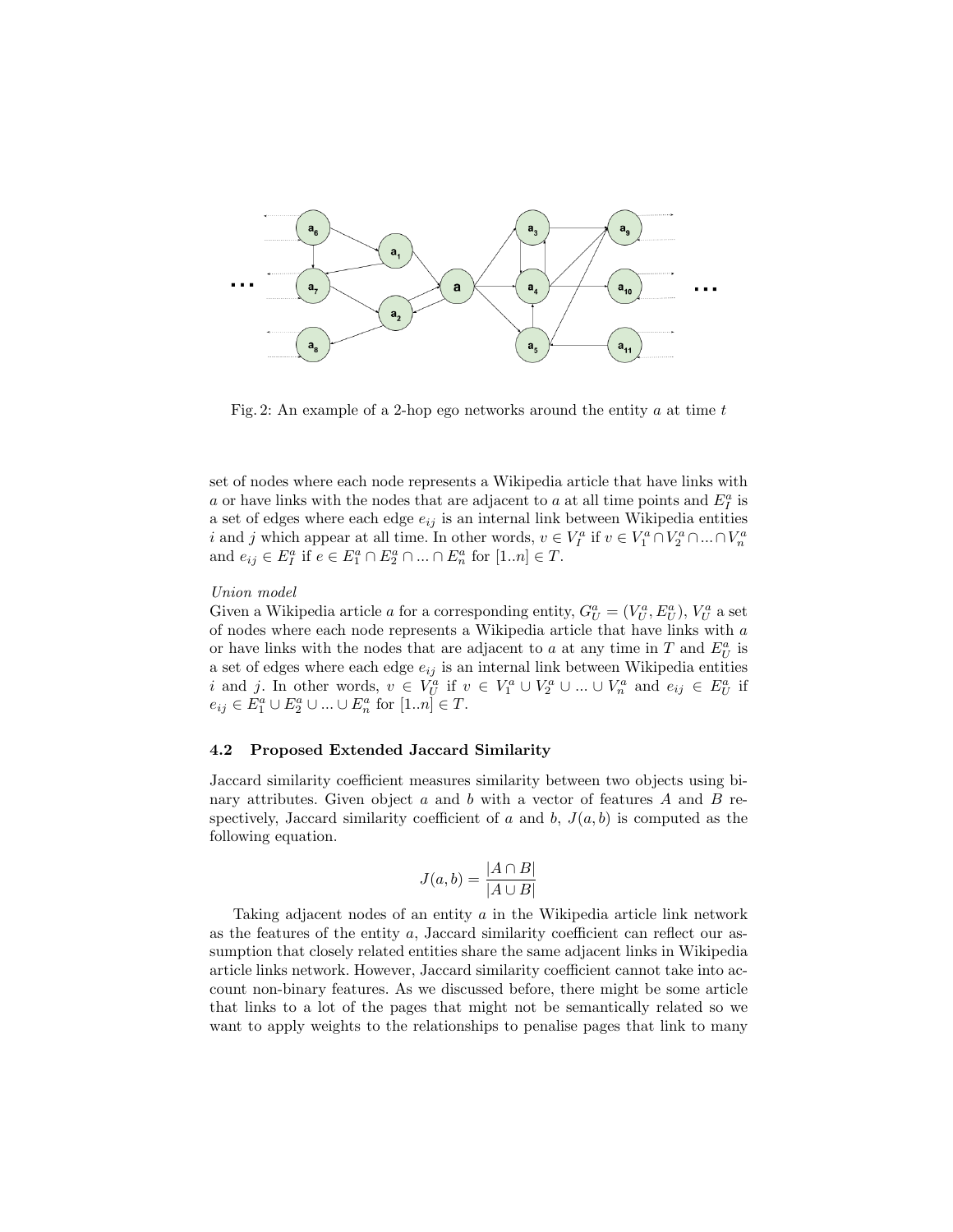Fig. 2: An example of a 2-hop ego networks around the entity $a$ at time $t$

set of nodes where each node represents a Wikipedia article that have links with $a$ or have links with the nodes that are adjacent to $a$ at all time points and $E_I^a$ is a set of edges where each edge $e_{ij}$ is an internal link between Wikipedia entities $i$ and $j$ which appear at all time. In other words, $v \in V_I^a$ if $v \in V_1^a \cap V_2^a \cap ... \cap V_n^a$ and $e_{ij} \in E_I^a$ if $e \in E_1^a \cap E_2^a \cap ... \cap E_n^a$ for $[1..n] \in T$.

*Union model*

Given a Wikipedia article $a$ for a corresponding entity, $G_U^a = (V_U^a, E_U^a)$, $V_U^a$ a set of nodes where each node represents a Wikipedia article that have links with $a$ or have links with the nodes that are adjacent to $a$ at any time in $T$ and $E_U^a$ is a set of edges where each edge $e_{ij}$ is an internal link between Wikipedia entities $i$ and $j$. In other words, $v \in V_U^a$ if $v \in V_1^a \cup V_2^a \cup ... \cup V_n^a$ and $e_{ij} \in E_U^a$ if $e_{ij} \in E_1^a \cup E_2^a \cup ... \cup E_n^a$ for $[1..n] \in T$.

### 4.2 Proposed Extended Jaccard Similarity

Jaccard similarity coefficient measures similarity between two objects using binary attributes. Given object $a$ and $b$ with a vector of features $A$ and $B$ respectively, Jaccard similarity coefficient of $a$ and $b$, $J(a, b)$ is computed as the following equation.

$$J(a, b) = \frac{|A \cap B|}{|A \cup B|}$$

Taking adjacent nodes of an entity $a$ in the Wikipedia article link network as the features of the entity $a$, Jaccard similarity coefficient can reflect our assumption that closely related entities share the same adjacent links in Wikipedia article links network. However, Jaccard similarity coefficient cannot take into account non-binary features. As we discussed before, there might be some article that links to a lot of the pages that might not be semantically related so we want to apply weights to the relationships to penalise pages that link to many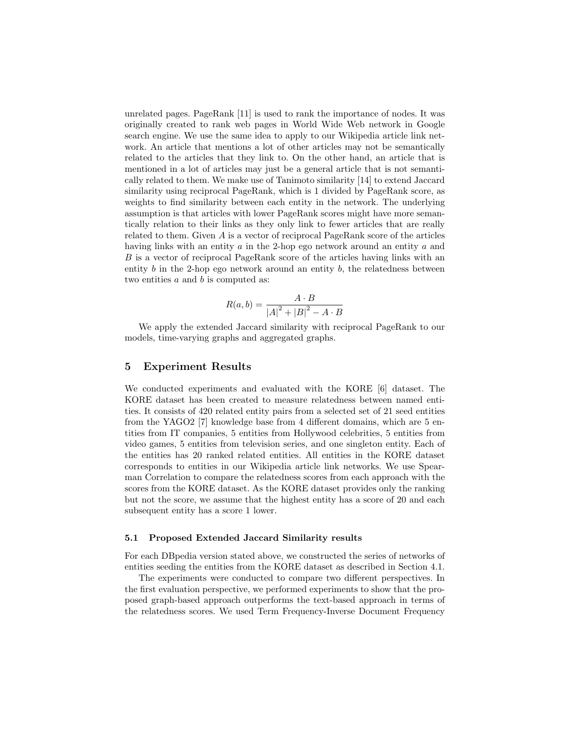unrelated pages. PageRank [11] is used to rank the importance of nodes. It was originally created to rank web pages in World Wide Web network in Google search engine. We use the same idea to apply to our Wikipedia article link network. An article that mentions a lot of other articles may not be semantically related to the articles that they link to. On the other hand, an article that is mentioned in a lot of articles may just be a general article that is not semantically related to them. We make use of Tanimoto similarity [14] to extend Jaccard similarity using reciprocal PageRank, which is 1 divided by PageRank score, as weights to find similarity between each entity in the network. The underlying assumption is that articles with lower PageRank scores might have more semantically relation to their links as they only link to fewer articles that are really related to them. Given $A$ is a vector of reciprocal PageRank score of the articles having links with an entity $a$ in the 2-hop ego network around an entity $a$ and $B$ is a vector of reciprocal PageRank score of the articles having links with an entity $b$ in the 2-hop ego network around an entity $b$, the relatedness between two entities $a$ and $b$ is computed as:

$$R(a, b) = \frac{A \cdot B}{|A|^2 + |B|^2 - A \cdot B}$$

We apply the extended Jaccard similarity with reciprocal PageRank to our models, time-varying graphs and aggregated graphs.

## 5 Experiment Results

We conducted experiments and evaluated with the KORE [6] dataset. The KORE dataset has been created to measure relatedness between named entities. It consists of 420 related entity pairs from a selected set of 21 seed entities from the YAGO2 [7] knowledge base from 4 different domains, which are 5 entities from IT companies, 5 entities from Hollywood celebrities, 5 entities from video games, 5 entities from television series, and one singleton entity. Each of the entities has 20 ranked related entities. All entities in the KORE dataset corresponds to entities in our Wikipedia article link networks. We use Spearman Correlation to compare the relatedness scores from each approach with the scores from the KORE dataset. As the KORE dataset provides only the ranking but not the score, we assume that the highest entity has a score of 20 and each subsequent entity has a score 1 lower.

### 5.1 Proposed Extended Jaccard Similarity results

For each DBpedia version stated above, we constructed the series of networks of entities seeding the entities from the KORE dataset as described in Section 4.1.

The experiments were conducted to compare two different perspectives. In the first evaluation perspective, we performed experiments to show that the proposed graph-based approach outperforms the text-based approach in terms of the relatedness scores. We used Term Frequency-Inverse Document Frequency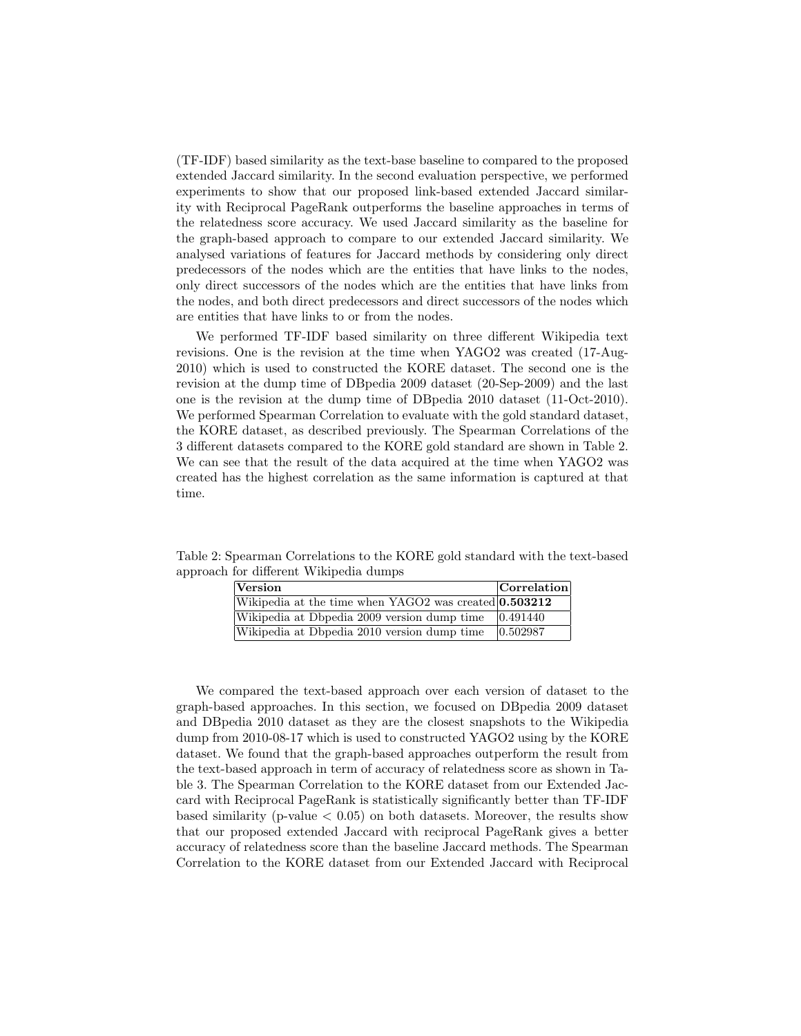(TF-IDF) based similarity as the text-base baseline to compared to the proposed extended Jaccard similarity. In the second evaluation perspective, we performed experiments to show that our proposed link-based extended Jaccard similarity with Reciprocal PageRank outperforms the baseline approaches in terms of the relatedness score accuracy. We used Jaccard similarity as the baseline for the graph-based approach to compare to our extended Jaccard similarity. We analysed variations of features for Jaccard methods by considering only direct predecessors of the nodes which are the entities that have links to the nodes, only direct successors of the nodes which are the entities that have links from the nodes, and both direct predecessors and direct successors of the nodes which are entities that have links to or from the nodes.

We performed TF-IDF based similarity on three different Wikipedia text revisions. One is the revision at the time when YAGO2 was created (17-Aug-2010) which is used to constructed the KORE dataset. The second one is the revision at the dump time of DBpedia 2009 dataset (20-Sep-2009) and the last one is the revision at the dump time of DBpedia 2010 dataset (11-Oct-2010). We performed Spearman Correlation to evaluate with the gold standard dataset, the KORE dataset, as described previously. The Spearman Correlations of the 3 different datasets compared to the KORE gold standard are shown in Table 2. We can see that the result of the data acquired at the time when YAGO2 was created has the highest correlation as the same information is captured at that time.

Table 2: Spearman Correlations to the KORE gold standard with the text-based approach for different Wikipedia dumps

| **Version** | **Correlation** |
|---|---|
| Wikipedia at the time when YAGO2 was created | **0.503212** |
| Wikipedia at Dbpedia 2009 version dump time | 0.491440 |
| Wikipedia at Dbpedia 2010 version dump time | 0.502987 |

We compared the text-based approach over each version of dataset to the graph-based approaches. In this section, we focused on DBpedia 2009 dataset and DBpedia 2010 dataset as they are the closest snapshots to the Wikipedia dump from 2010-08-17 which is used to constructed YAGO2 using by the KORE dataset. We found that the graph-based approaches outperform the result from the text-based approach in term of accuracy of relatedness score as shown in Table 3. The Spearman Correlation to the KORE dataset from our Extended Jaccard with Reciprocal PageRank is statistically significantly better than TF-IDF based similarity (p-value $< 0.05$) on both datasets. Moreover, the results show that our proposed extended Jaccard with reciprocal PageRank gives a better accuracy of relatedness score than the baseline Jaccard methods. The Spearman Correlation to the KORE dataset from our Extended Jaccard with Reciprocal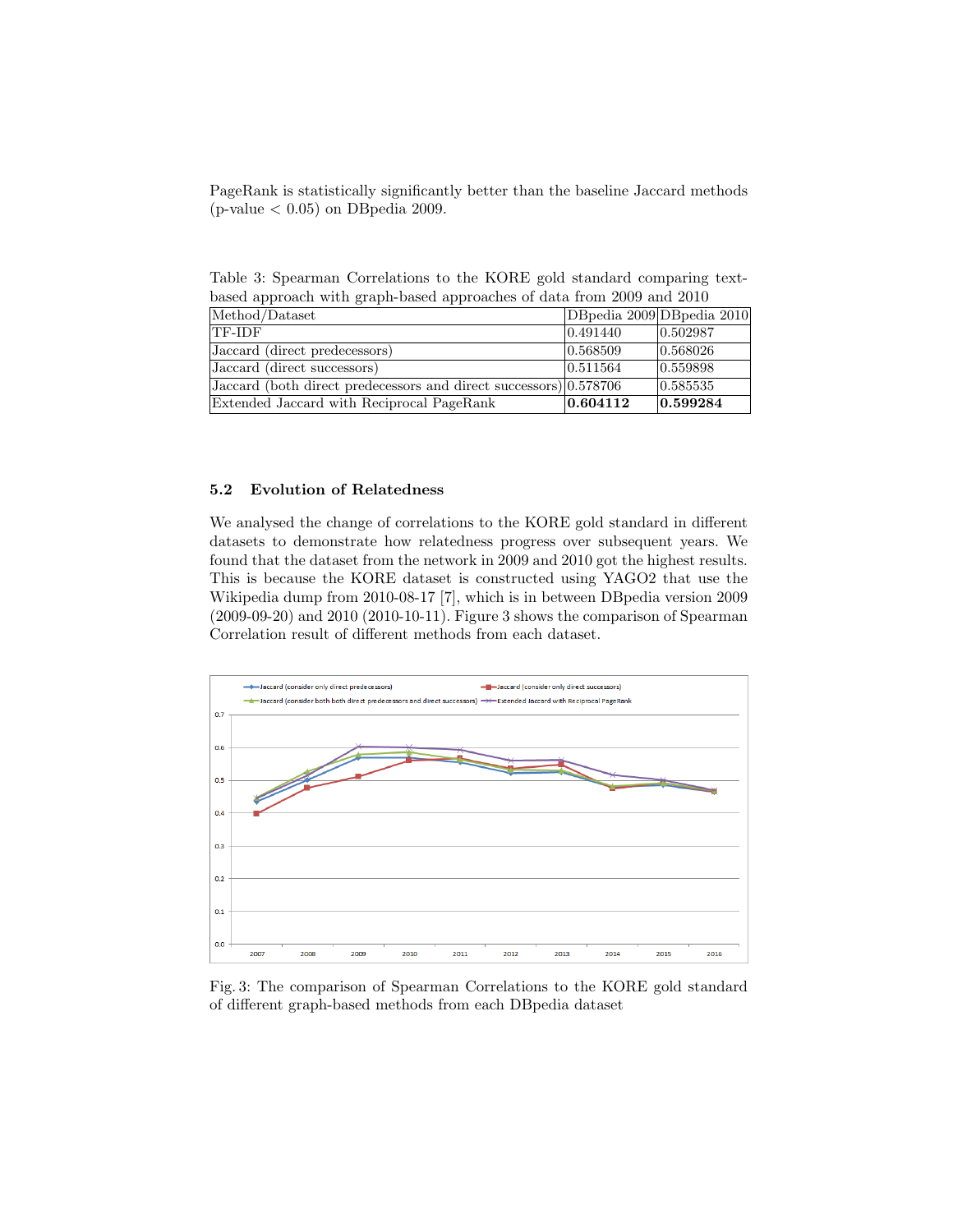PageRank is statistically significantly better than the baseline Jaccard methods ($p$-value $< 0.05$) on DBpedia 2009.

Table 3: Spearman Correlations to the KORE gold standard comparing text-based approach with graph-based approaches of data from 2009 and 2010

| Method/Dataset | DBpedia 2009 | DBpedia 2010 |
| --- | --- | --- |
| TF-IDF | 0.491440 | 0.502987 |
| Jaccard (direct predecessors) | 0.568509 | 0.568026 |
| Jaccard (direct successors) | 0.511564 | 0.559898 |
| Jaccard (both direct predecessors and direct successors) | 0.578706 | 0.585535 |
| Extended Jaccard with Reciprocal PageRank | **0.604112** | **0.599284** |

### 5.2 Evolution of Relatedness

We analysed the change of correlations to the KORE gold standard in different datasets to demonstrate how relatedness progress over subsequent years. We found that the dataset from the network in 2009 and 2010 got the highest results. This is because the KORE dataset is constructed using YAGO2 that use the Wikipedia dump from 2010-08-17 [7], which is in between DBpedia version 2009 (2009-09-20) and 2010 (2010-10-11). Figure 3 shows the comparison of Spearman Correlation result of different methods from each dataset.

Fig. 3: The comparison of Spearman Correlations to the KORE gold standard of different graph-based methods from each DBpedia dataset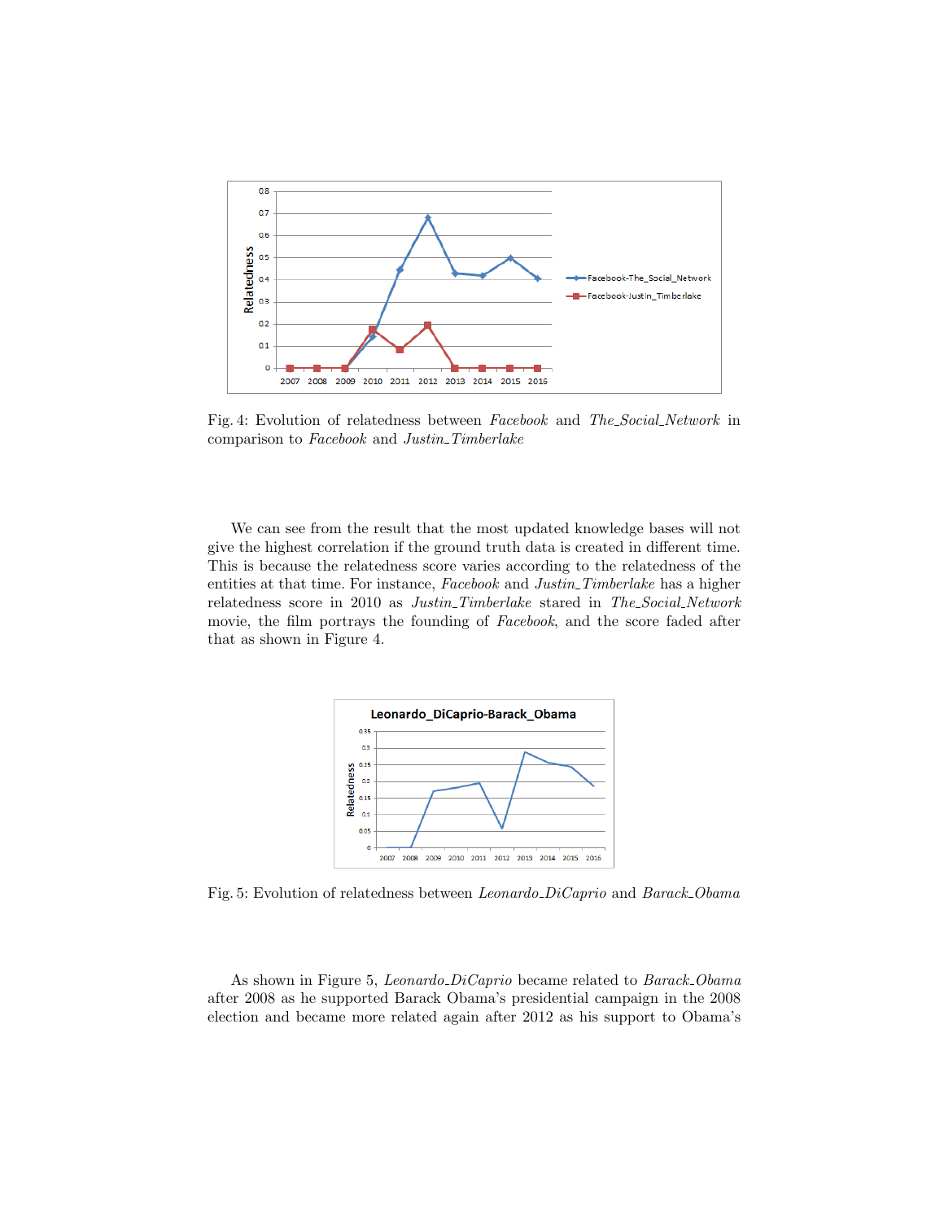Fig. 4: Evolution of relatedness between *Facebook* and *The_Social_Network* in comparison to *Facebook* and *Justin_Timberlake*

We can see from the result that the most updated knowledge bases will not give the highest correlation if the ground truth data is created in different time. This is because the relatedness score varies according to the relatedness of the entities at that time. For instance, *Facebook* and *Justin_Timberlake* has a higher relatedness score in 2010 as *Justin_Timberlake* stared in *The_Social_Network* movie, the film portrays the founding of *Facebook*, and the score faded after that as shown in Figure 4.

Fig. 5: Evolution of relatedness between *Leonardo_DiCaprio* and *Barack_Obama*

As shown in Figure 5, *Leonardo_DiCaprio* became related to *Barack_Obama* after 2008 as he supported Barack Obama's presidential campaign in the 2008 election and became more related again after 2012 as his support to Obama's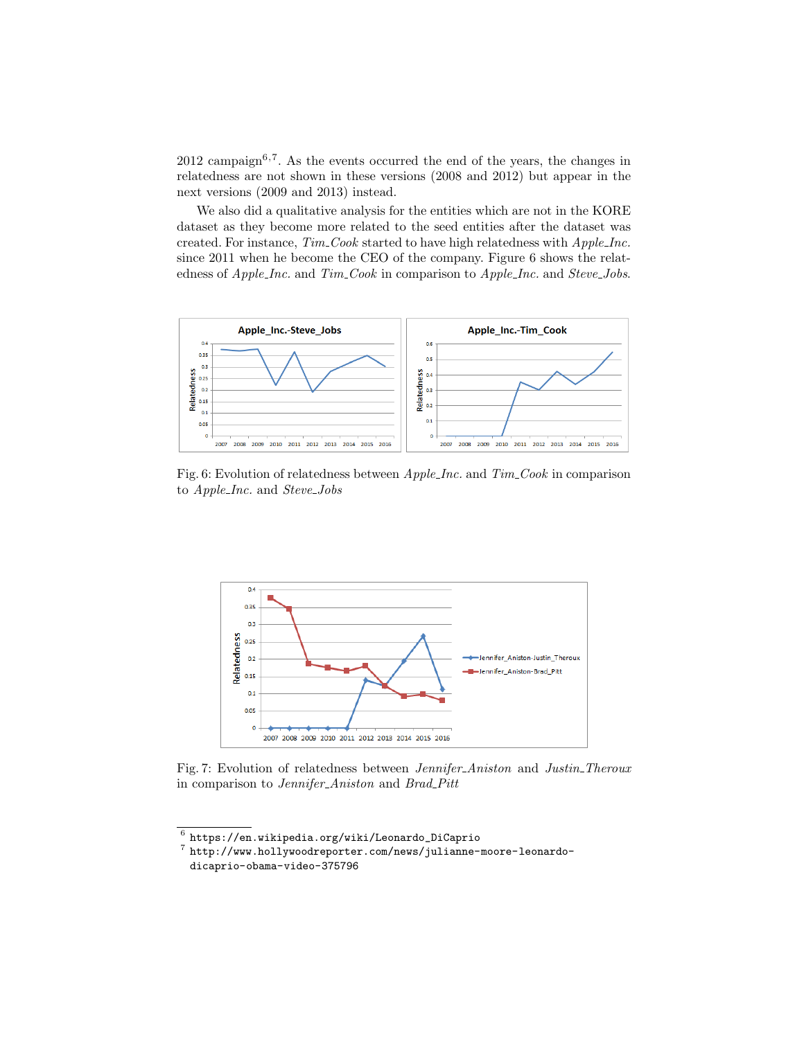2012 campaign[6,7]. As the events occurred the end of the years, the changes in relatedness are not shown in these versions (2008 and 2012) but appear in the next versions (2009 and 2013) instead.

We also did a qualitative analysis for the entities which are not in the KORE dataset as they become more related to the seed entities after the dataset was created. For instance, *Tim_Cook* started to have high relatedness with *Apple_Inc.* since 2011 when he become the CEO of the company. Figure 6 shows the relatedness of *Apple_Inc.* and *Tim_Cook* in comparison to *Apple_Inc.* and *Steve_Jobs*.

Fig. 6: Evolution of relatedness between *Apple_Inc.* and *Tim_Cook* in comparison to *Apple_Inc.* and *Steve_Jobs*

Fig. 7: Evolution of relatedness between *Jennifer_Aniston* and *Justin_Theroux* in comparison to *Jennifer_Aniston* and *Brad_Pitt*

[6] https://en.wikipedia.org/wiki/Leonardo_DiCaprio

[7] http://www.hollywoodreporter.com/news/julianne-moore-leonardo-dicaprio-obama-video-375796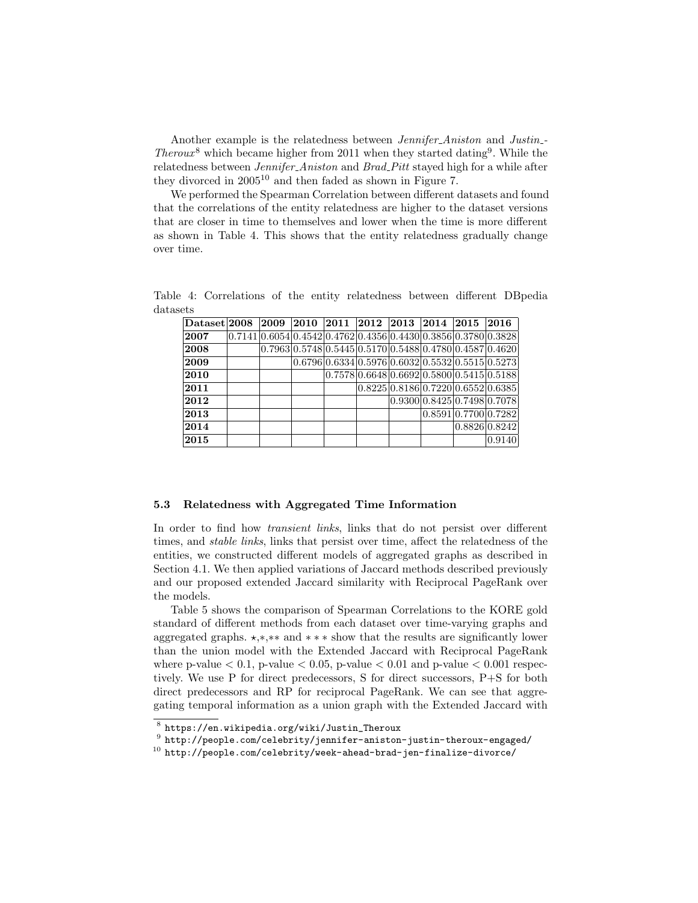Another example is the relatedness between *Jennifer_Aniston* and *Justin_Theroux*[8] which became higher from 2011 when they started dating[9]. While the relatedness between *Jennifer_Aniston* and *Brad_Pitt* stayed high for a while after they divorced in 2005[10] and then faded as shown in Figure 7.

We performed the Spearman Correlation between different datasets and found that the correlations of the entity relatedness are higher to the dataset versions that are closer in time to themselves and lower when the time is more different as shown in Table 4. This shows that the entity relatedness gradually change over time.

Table 4: Correlations of the entity relatedness between different DBpedia datasets

| Dataset | 2008 | 2009 | 2010 | 2011 | 2012 | 2013 | 2014 | 2015 | 2016 |
|---|---|---|---|---|---|---|---|---|---|
| **2007** | 0.7141 | 0.6054 | 0.4542 | 0.4762 | 0.4356 | 0.4430 | 0.3856 | 0.3780 | 0.3828 |
| **2008** | | 0.7963 | 0.5748 | 0.5445 | 0.5170 | 0.5488 | 0.4780 | 0.4587 | 0.4620 |
| **2009** | | | 0.6796 | 0.6334 | 0.5976 | 0.6032 | 0.5532 | 0.5515 | 0.5273 |
| **2010** | | | | 0.7578 | 0.6648 | 0.6692 | 0.5800 | 0.5415 | 0.5188 |
| **2011** | | | | | 0.8225 | 0.8186 | 0.7220 | 0.6552 | 0.6385 |
| **2012** | | | | | | 0.9300 | 0.8425 | 0.7498 | 0.7078 |
| **2013** | | | | | | | 0.8591 | 0.7700 | 0.7282 |
| **2014** | | | | | | | | 0.8826 | 0.8242 |
| **2015** | | | | | | | | | 0.9140 |

### 5.3 Relatedness with Aggregated Time Information

In order to find how *transient links*, links that do not persist over different times, and *stable links*, links that persist over time, affect the relatedness of the entities, we constructed different models of aggregated graphs as described in Section 4.1. We then applied variations of Jaccard methods described previously and our proposed extended Jaccard similarity with Reciprocal PageRank over the models.

Table 5 shows the comparison of Spearman Correlations to the KORE gold standard of different methods from each dataset over time-varying graphs and aggregated graphs. $\star$,$*$,$**$ and $***$ show that the results are significantly lower than the union model with the Extended Jaccard with Reciprocal PageRank where p-value $< 0.1$, p-value $< 0.05$, p-value $< 0.01$ and p-value $< 0.001$ respectively. We use P for direct predecessors, S for direct successors, P+S for both direct predecessors and RP for reciprocal PageRank. We can see that aggregating temporal information as a union graph with the Extended Jaccard with

[8] https://en.wikipedia.org/wiki/Justin_Theroux

[9] http://people.com/celebrity/jennifer-aniston-justin-theroux-engaged/

[10] http://people.com/celebrity/week-ahead-brad-jen-finalize-divorce/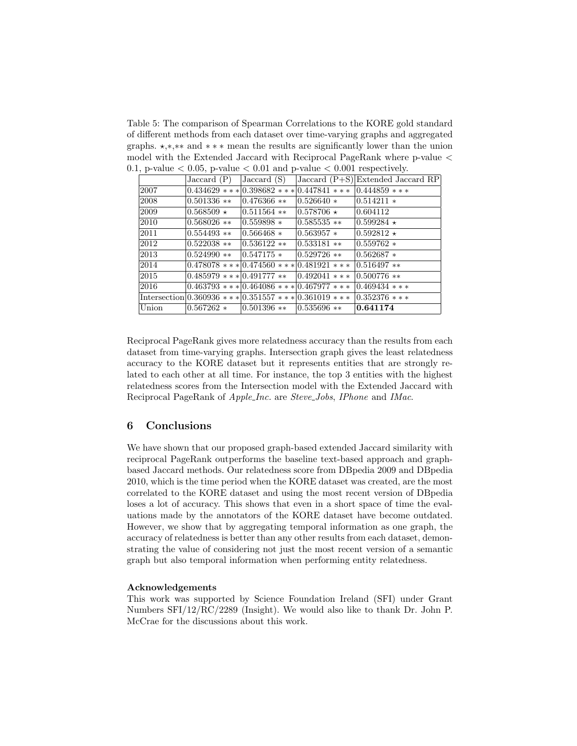Table 5: The comparison of Spearman Correlations to the KORE gold standard of different methods from each dataset over time-varying graphs and aggregated graphs. $\star$,$*$,$**$ and $***$ mean the results are significantly lower than the union model with the Extended Jaccard with Reciprocal PageRank where p-value $< 0.1$, p-value $< 0.05$, p-value $< 0.01$ and p-value $< 0.001$ respectively.

| | Jaccard (P) | Jaccard (S) | Jaccard (P+S) | Extended Jaccard RP |
|---|---|---|---|---|
| 2007 | 0.434629 $***$ | 0.398682 $***$ | 0.447841 $***$ | 0.444859 $***$ |
| 2008 | 0.501336 $**$ | 0.476366 $**$ | 0.526640 $*$ | 0.514211 $*$ |
| 2009 | 0.568509 $\star$ | 0.511564 $**$ | 0.578706 $\star$ | 0.604112 |
| 2010 | 0.568026 $**$ | 0.559898 $*$ | 0.585535 $**$ | 0.599284 $\star$ |
| 2011 | 0.554493 $**$ | 0.566468 $*$ | 0.563957 $*$ | 0.592812 $\star$ |
| 2012 | 0.522038 $**$ | 0.536122 $**$ | 0.533181 $**$ | 0.559762 $*$ |
| 2013 | 0.524990 $**$ | 0.547175 $*$ | 0.529726 $**$ | 0.562687 $*$ |
| 2014 | 0.478078 $***$ | 0.474560 $***$ | 0.481921 $***$ | 0.516497 $**$ |
| 2015 | 0.485979 $***$ | 0.491777 $**$ | 0.492041 $***$ | 0.500776 $**$ |
| 2016 | 0.463793 $***$ | 0.464086 $***$ | 0.467977 $***$ | 0.469434 $***$ |
| Intersection | 0.360936 $***$ | 0.351557 $***$ | 0.361019 $***$ | 0.352376 $***$ |
| Union | 0.567262 $*$ | 0.501396 $**$ | 0.535696 $**$ | **0.641174** |

Reciprocal PageRank gives more relatedness accuracy than the results from each dataset from time-varying graphs. Intersection graph gives the least relatedness accuracy to the KORE dataset but it represents entities that are strongly related to each other at all time. For instance, the top 3 entities with the highest relatedness scores from the Intersection model with the Extended Jaccard with Reciprocal PageRank of *Apple_Inc.* are *Steve_Jobs*, *IPhone* and *IMac*.

## 6 Conclusions

We have shown that our proposed graph-based extended Jaccard similarity with reciprocal PageRank outperforms the baseline text-based approach and graph-based Jaccard methods. Our relatedness score from DBpedia 2009 and DBpedia 2010, which is the time period when the KORE dataset was created, are the most correlated to the KORE dataset and using the most recent version of DBpedia loses a lot of accuracy. This shows that even in a short space of time the evaluations made by the annotators of the KORE dataset have become outdated. However, we show that by aggregating temporal information as one graph, the accuracy of relatedness is better than any other results from each dataset, demonstrating the value of considering not just the most recent version of a semantic graph but also temporal information when performing entity relatedness.

#### Acknowledgements

This work was supported by Science Foundation Ireland (SFI) under Grant Numbers SFI/12/RC/2289 (Insight). We would also like to thank Dr. John P. McCrae for the discussions about this work.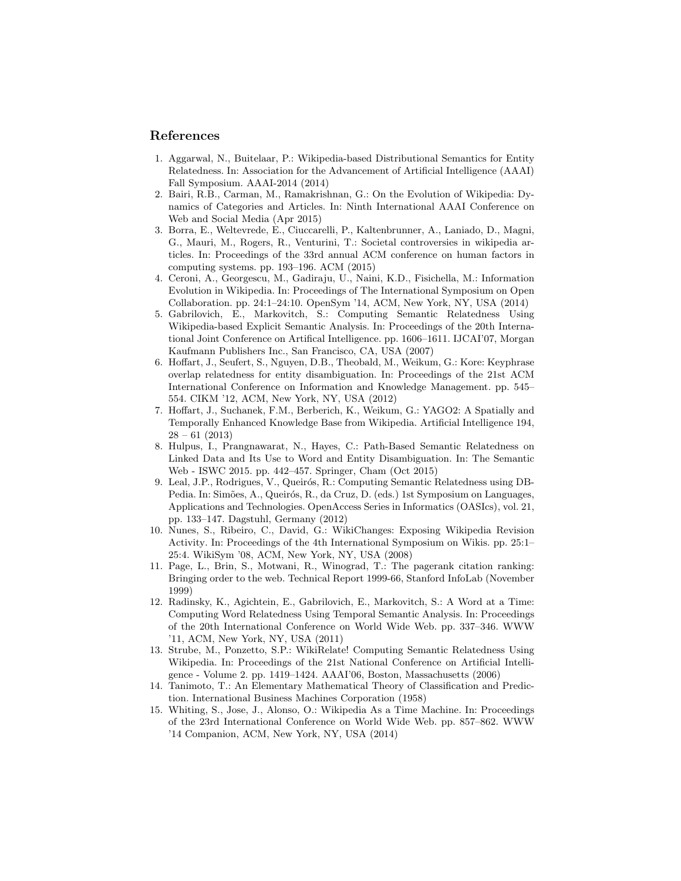## References

1. Aggarwal, N., Buitelaar, P.: Wikipedia-based Distributional Semantics for Entity Relatedness. In: Association for the Advancement of Artificial Intelligence (AAAI) Fall Symposium. AAAI-2014 (2014)
2. Bairi, R.B., Carman, M., Ramakrishnan, G.: On the Evolution of Wikipedia: Dynamics of Categories and Articles. In: Ninth International AAAI Conference on Web and Social Media (Apr 2015)
3. Borra, E., Weltevrede, E., Ciuccarelli, P., Kaltenbrunner, A., Laniado, D., Magni, G., Mauri, M., Rogers, R., Venturini, T.: Societal controversies in wikipedia articles. In: Proceedings of the 33rd annual ACM conference on human factors in computing systems. pp. 193–196. ACM (2015)
4. Ceroni, A., Georgescu, M., Gadiraju, U., Naini, K.D., Fisichella, M.: Information Evolution in Wikipedia. In: Proceedings of The International Symposium on Open Collaboration. pp. 24:1–24:10. OpenSym '14, ACM, New York, NY, USA (2014)
5. Gabrilovich, E., Markovitch, S.: Computing Semantic Relatedness Using Wikipedia-based Explicit Semantic Analysis. In: Proceedings of the 20th International Joint Conference on Artifical Intelligence. pp. 1606–1611. IJCAI'07, Morgan Kaufmann Publishers Inc., San Francisco, CA, USA (2007)
6. Hoffart, J., Seufert, S., Nguyen, D.B., Theobald, M., Weikum, G.: Kore: Keyphrase overlap relatedness for entity disambiguation. In: Proceedings of the 21st ACM International Conference on Information and Knowledge Management. pp. 545–554. CIKM '12, ACM, New York, NY, USA (2012)
7. Hoffart, J., Suchanek, F.M., Berberich, K., Weikum, G.: YAGO2: A Spatially and Temporally Enhanced Knowledge Base from Wikipedia. Artificial Intelligence 194, 28 – 61 (2013)
8. Hulpus, I., Prangnawarat, N., Hayes, C.: Path-Based Semantic Relatedness on Linked Data and Its Use to Word and Entity Disambiguation. In: The Semantic Web - ISWC 2015. pp. 442–457. Springer, Cham (Oct 2015)
9. Leal, J.P., Rodrigues, V., Queirós, R.: Computing Semantic Relatedness using DBPedia. In: Simões, A., Queirós, R., da Cruz, D. (eds.) 1st Symposium on Languages, Applications and Technologies. OpenAccess Series in Informatics (OASIcs), vol. 21, pp. 133–147. Dagstuhl, Germany (2012)
10. Nunes, S., Ribeiro, C., David, G.: WikiChanges: Exposing Wikipedia Revision Activity. In: Proceedings of the 4th International Symposium on Wikis. pp. 25:1–25:4. WikiSym '08, ACM, New York, NY, USA (2008)
11. Page, L., Brin, S., Motwani, R., Winograd, T.: The pagerank citation ranking: Bringing order to the web. Technical Report 1999-66, Stanford InfoLab (November 1999)
12. Radinsky, K., Agichtein, E., Gabrilovich, E., Markovitch, S.: A Word at a Time: Computing Word Relatedness Using Temporal Semantic Analysis. In: Proceedings of the 20th International Conference on World Wide Web. pp. 337–346. WWW '11, ACM, New York, NY, USA (2011)
13. Strube, M., Ponzetto, S.P.: WikiRelate! Computing Semantic Relatedness Using Wikipedia. In: Proceedings of the 21st National Conference on Artificial Intelligence - Volume 2. pp. 1419–1424. AAAI'06, Boston, Massachusetts (2006)
14. Tanimoto, T.: An Elementary Mathematical Theory of Classification and Prediction. International Business Machines Corporation (1958)
15. Whiting, S., Jose, J., Alonso, O.: Wikipedia As a Time Machine. In: Proceedings of the 23rd International Conference on World Wide Web. pp. 857–862. WWW '14 Companion, ACM, New York, NY, USA (2014)